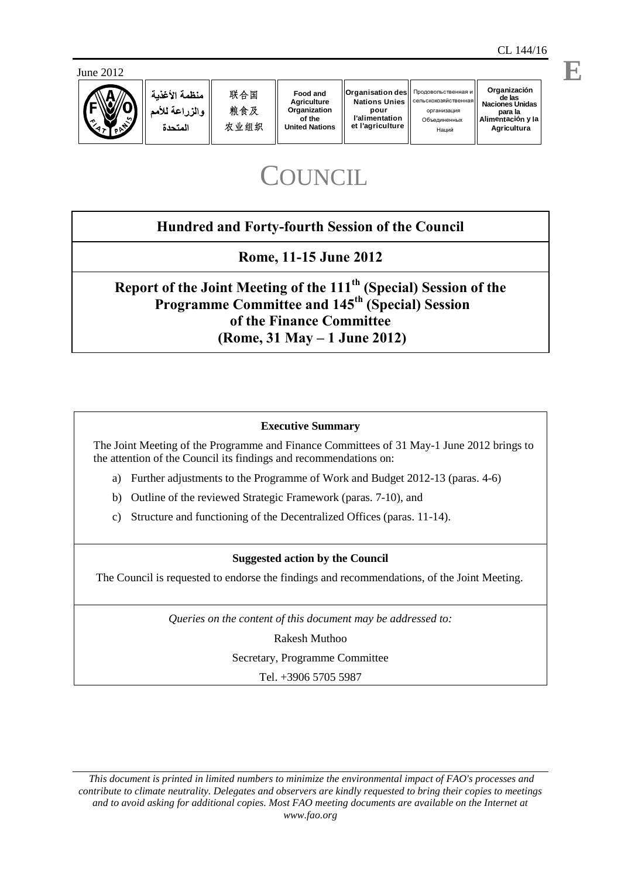CL 144/16

June 2012

E

| منظمة الأغذية والزراعة للأمم المتحدة | 联合国粮食及农业组织 | Food and Agriculture Organization of the United Nations | Organisation des Nations Unies pour l'alimentation et l'agriculture | Продовольственная и сельскохозяйственная организация Объединенных Наций | Organización de las Naciones Unidas para la Alimentación y la Agricultura |
| --- | --- | --- | --- | --- | --- |

# COUNCIL

## Hundred and Forty-fourth Session of the Council

## Rome, 11-15 June 2012

## Report of the Joint Meeting of the 111th (Special) Session of the Programme Committee and 145th (Special) Session of the Finance Committee (Rome, 31 May – 1 June 2012)

### Executive Summary

The Joint Meeting of the Programme and Finance Committees of 31 May-1 June 2012 brings to the attention of the Council its findings and recommendations on:

a) Further adjustments to the Programme of Work and Budget 2012-13 (paras. 4-6)

b) Outline of the reviewed Strategic Framework (paras. 7-10), and

c) Structure and functioning of the Decentralized Offices (paras. 11-14).

### Suggested action by the Council

The Council is requested to endorse the findings and recommendations, of the Joint Meeting.

*Queries on the content of this document may be addressed to:*

Rakesh Muthoo

Secretary, Programme Committee

Tel. +3906 5705 5987

*This document is printed in limited numbers to minimize the environmental impact of FAO's processes and contribute to climate neutrality. Delegates and observers are kindly requested to bring their copies to meetings and to avoid asking for additional copies. Most FAO meeting documents are available on the Internet at www.fao.org*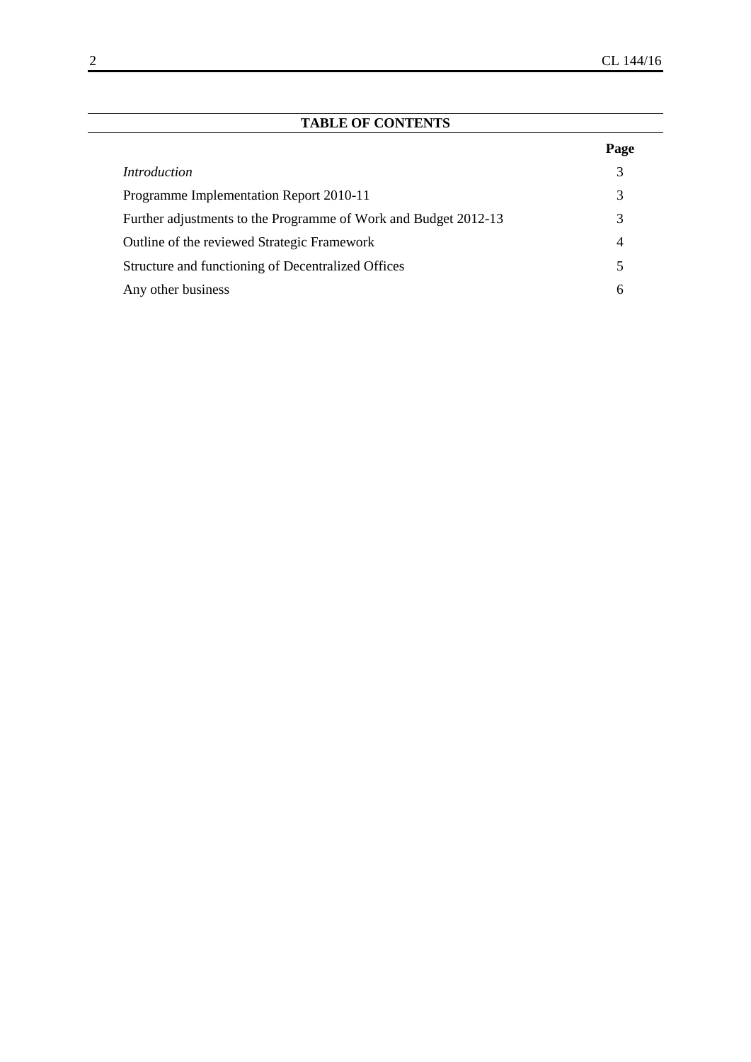## TABLE OF CONTENTS

| | Page |
|---|---|
| *Introduction* | 3 |
| Programme Implementation Report 2010-11 | 3 |
| Further adjustments to the Programme of Work and Budget 2012-13 | 3 |
| Outline of the reviewed Strategic Framework | 4 |
| Structure and functioning of Decentralized Offices | 5 |
| Any other business | 6 |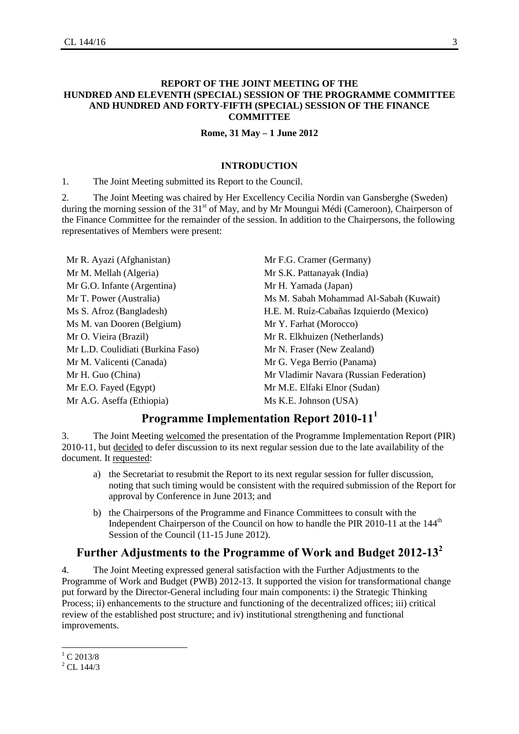**REPORT OF THE JOINT MEETING OF THE HUNDRED AND ELEVENTH (SPECIAL) SESSION OF THE PROGRAMME COMMITTEE AND HUNDRED AND FORTY-FIFTH (SPECIAL) SESSION OF THE FINANCE COMMITTEE**

**Rome, 31 May – 1 June 2012**

**INTRODUCTION**

1. The Joint Meeting submitted its Report to the Council.

2. The Joint Meeting was chaired by Her Excellency Cecilia Nordin van Gansberghe (Sweden) during the morning session of the 31st of May, and by Mr Moungui Médi (Cameroon), Chairperson of the Finance Committee for the remainder of the session. In addition to the Chairpersons, the following representatives of Members were present:

- Mr R. Ayazi (Afghanistan)
- Mr M. Mellah (Algeria)
- Mr G.O. Infante (Argentina)
- Mr T. Power (Australia)
- Ms S. Afroz (Bangladesh)
- Ms M. van Dooren (Belgium)
- Mr O. Vieira (Brazil)
- Mr L.D. Coulidiati (Burkina Faso)
- Mr M. Valicenti (Canada)
- Mr H. Guo (China)
- Mr E.O. Fayed (Egypt)
- Mr A.G. Aseffa (Ethiopia)
- Mr F.G. Cramer (Germany)
- Mr S.K. Pattanayak (India)
- Mr H. Yamada (Japan)
- Ms M. Sabah Mohammad Al-Sabah (Kuwait)
- H.E. M. Ruíz-Cabañas Izquierdo (Mexico)
- Mr Y. Farhat (Morocco)
- Mr R. Elkhuizen (Netherlands)
- Mr N. Fraser (New Zealand)
- Mr G. Vega Berrio (Panama)
- Mr Vladimir Navara (Russian Federation)
- Mr M.E. Elfaki Elnor (Sudan)
- Ms K.E. Johnson (USA)

## Programme Implementation Report 2010-11[1]

3. The Joint Meeting welcomed the presentation of the Programme Implementation Report (PIR) 2010-11, but decided to defer discussion to its next regular session due to the late availability of the document. It requested:

a) the Secretariat to resubmit the Report to its next regular session for fuller discussion, noting that such timing would be consistent with the required submission of the Report for approval by Conference in June 2013; and

b) the Chairpersons of the Programme and Finance Committees to consult with the Independent Chairperson of the Council on how to handle the PIR 2010-11 at the 144th Session of the Council (11-15 June 2012).

## Further Adjustments to the Programme of Work and Budget 2012-13[2]

4. The Joint Meeting expressed general satisfaction with the Further Adjustments to the Programme of Work and Budget (PWB) 2012-13. It supported the vision for transformational change put forward by the Director-General including four main components: i) the Strategic Thinking Process; ii) enhancements to the structure and functioning of the decentralized offices; iii) critical review of the established post structure; and iv) institutional strengthening and functional improvements.

---

[1] C 2013/8

[2] CL 144/3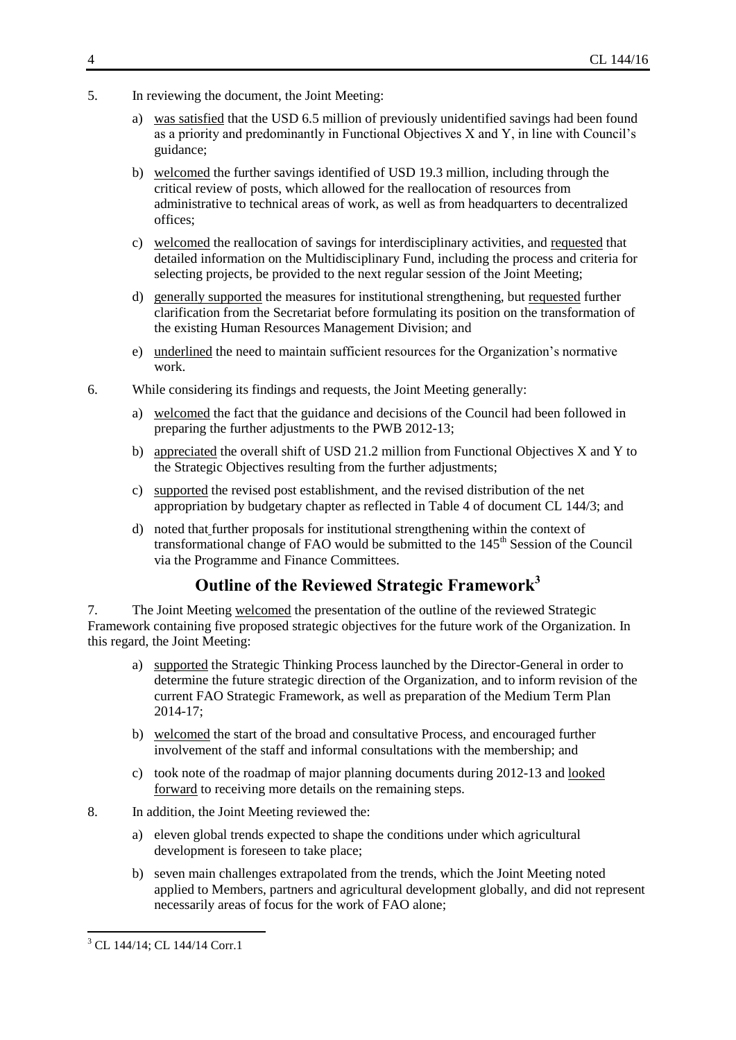5. In reviewing the document, the Joint Meeting:

   a) was satisfied that the USD 6.5 million of previously unidentified savings had been found as a priority and predominantly in Functional Objectives X and Y, in line with Council's guidance;

   b) welcomed the further savings identified of USD 19.3 million, including through the critical review of posts, which allowed for the reallocation of resources from administrative to technical areas of work, as well as from headquarters to decentralized offices;

   c) welcomed the reallocation of savings for interdisciplinary activities, and requested that detailed information on the Multidisciplinary Fund, including the process and criteria for selecting projects, be provided to the next regular session of the Joint Meeting;

   d) generally supported the measures for institutional strengthening, but requested further clarification from the Secretariat before formulating its position on the transformation of the existing Human Resources Management Division; and

   e) underlined the need to maintain sufficient resources for the Organization's normative work.

6. While considering its findings and requests, the Joint Meeting generally:

   a) welcomed the fact that the guidance and decisions of the Council had been followed in preparing the further adjustments to the PWB 2012-13;

   b) appreciated the overall shift of USD 21.2 million from Functional Objectives X and Y to the Strategic Objectives resulting from the further adjustments;

   c) supported the revised post establishment, and the revised distribution of the net appropriation by budgetary chapter as reflected in Table 4 of document CL 144/3; and

   d) noted that further proposals for institutional strengthening within the context of transformational change of FAO would be submitted to the 145th Session of the Council via the Programme and Finance Committees.

## Outline of the Reviewed Strategic Framework[3]

7. The Joint Meeting welcomed the presentation of the outline of the reviewed Strategic Framework containing five proposed strategic objectives for the future work of the Organization. In this regard, the Joint Meeting:

   a) supported the Strategic Thinking Process launched by the Director-General in order to determine the future strategic direction of the Organization, and to inform revision of the current FAO Strategic Framework, as well as preparation of the Medium Term Plan 2014-17;

   b) welcomed the start of the broad and consultative Process, and encouraged further involvement of the staff and informal consultations with the membership; and

   c) took note of the roadmap of major planning documents during 2012-13 and looked forward to receiving more details on the remaining steps.

8. In addition, the Joint Meeting reviewed the:

   a) eleven global trends expected to shape the conditions under which agricultural development is foreseen to take place;

   b) seven main challenges extrapolated from the trends, which the Joint Meeting noted applied to Members, partners and agricultural development globally, and did not represent necessarily areas of focus for the work of FAO alone;

---

[3] CL 144/14; CL 144/14 Corr.1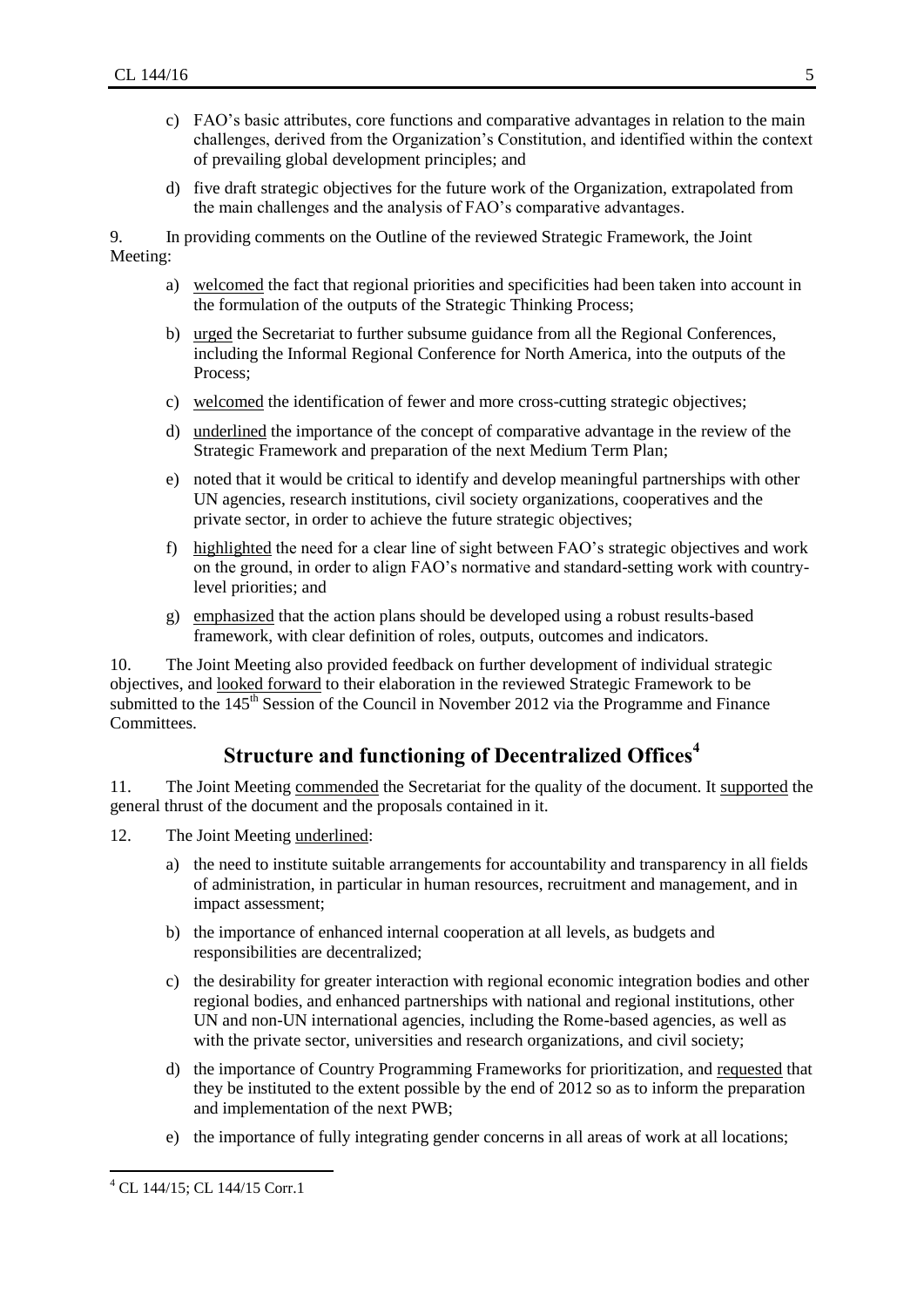c) FAO's basic attributes, core functions and comparative advantages in relation to the main challenges, derived from the Organization's Constitution, and identified within the context of prevailing global development principles; and

d) five draft strategic objectives for the future work of the Organization, extrapolated from the main challenges and the analysis of FAO's comparative advantages.

9. In providing comments on the Outline of the reviewed Strategic Framework, the Joint Meeting:

a) welcomed the fact that regional priorities and specificities had been taken into account in the formulation of the outputs of the Strategic Thinking Process;

b) urged the Secretariat to further subsume guidance from all the Regional Conferences, including the Informal Regional Conference for North America, into the outputs of the Process;

c) welcomed the identification of fewer and more cross-cutting strategic objectives;

d) underlined the importance of the concept of comparative advantage in the review of the Strategic Framework and preparation of the next Medium Term Plan;

e) noted that it would be critical to identify and develop meaningful partnerships with other UN agencies, research institutions, civil society organizations, cooperatives and the private sector, in order to achieve the future strategic objectives;

f) highlighted the need for a clear line of sight between FAO's strategic objectives and work on the ground, in order to align FAO's normative and standard-setting work with country-level priorities; and

g) emphasized that the action plans should be developed using a robust results-based framework, with clear definition of roles, outputs, outcomes and indicators.

10. The Joint Meeting also provided feedback on further development of individual strategic objectives, and looked forward to their elaboration in the reviewed Strategic Framework to be submitted to the 145th Session of the Council in November 2012 via the Programme and Finance Committees.

## Structure and functioning of Decentralized Offices[4]

11. The Joint Meeting commended the Secretariat for the quality of the document. It supported the general thrust of the document and the proposals contained in it.

12. The Joint Meeting underlined:

a) the need to institute suitable arrangements for accountability and transparency in all fields of administration, in particular in human resources, recruitment and management, and in impact assessment;

b) the importance of enhanced internal cooperation at all levels, as budgets and responsibilities are decentralized;

c) the desirability for greater interaction with regional economic integration bodies and other regional bodies, and enhanced partnerships with national and regional institutions, other UN and non-UN international agencies, including the Rome-based agencies, as well as with the private sector, universities and research organizations, and civil society;

d) the importance of Country Programming Frameworks for prioritization, and requested that they be instituted to the extent possible by the end of 2012 so as to inform the preparation and implementation of the next PWB;

e) the importance of fully integrating gender concerns in all areas of work at all locations;

[4] CL 144/15; CL 144/15 Corr.1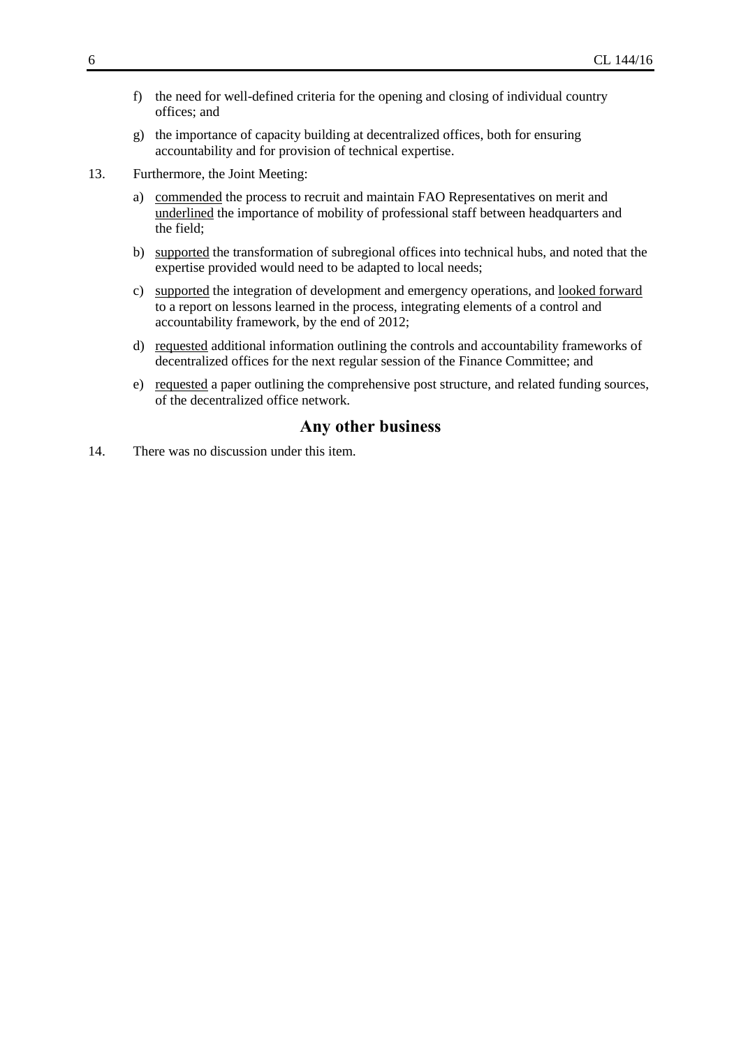f) the need for well-defined criteria for the opening and closing of individual country offices; and

g) the importance of capacity building at decentralized offices, both for ensuring accountability and for provision of technical expertise.

13. Furthermore, the Joint Meeting:

a) commended the process to recruit and maintain FAO Representatives on merit and underlined the importance of mobility of professional staff between headquarters and the field;

b) supported the transformation of subregional offices into technical hubs, and noted that the expertise provided would need to be adapted to local needs;

c) supported the integration of development and emergency operations, and looked forward to a report on lessons learned in the process, integrating elements of a control and accountability framework, by the end of 2012;

d) requested additional information outlining the controls and accountability frameworks of decentralized offices for the next regular session of the Finance Committee; and

e) requested a paper outlining the comprehensive post structure, and related funding sources, of the decentralized office network.

## Any other business

14. There was no discussion under this item.